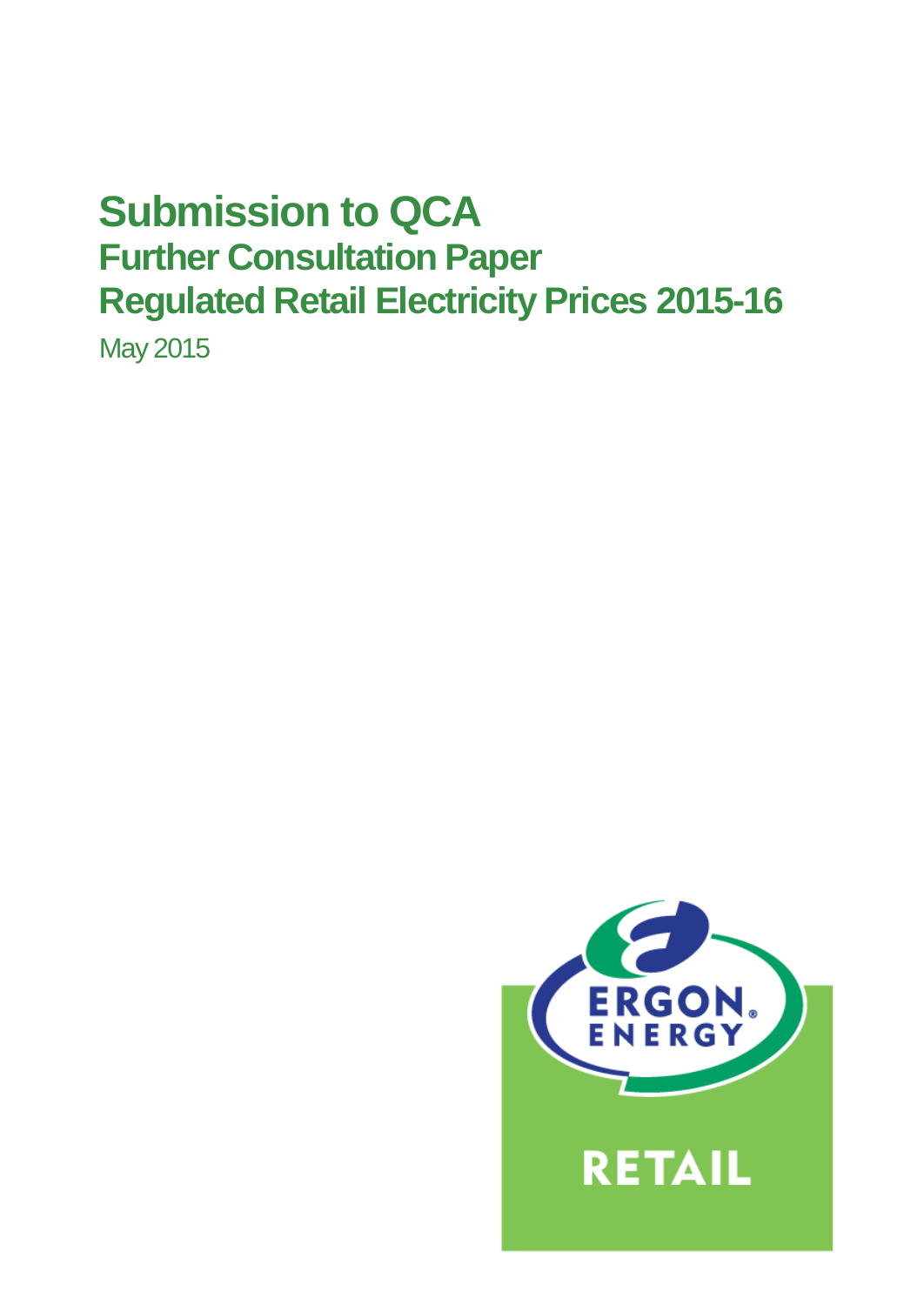# Submission to QCA

## Further Consultation Paper

## Regulated Retail Electricity Prices 2015-16

May 2015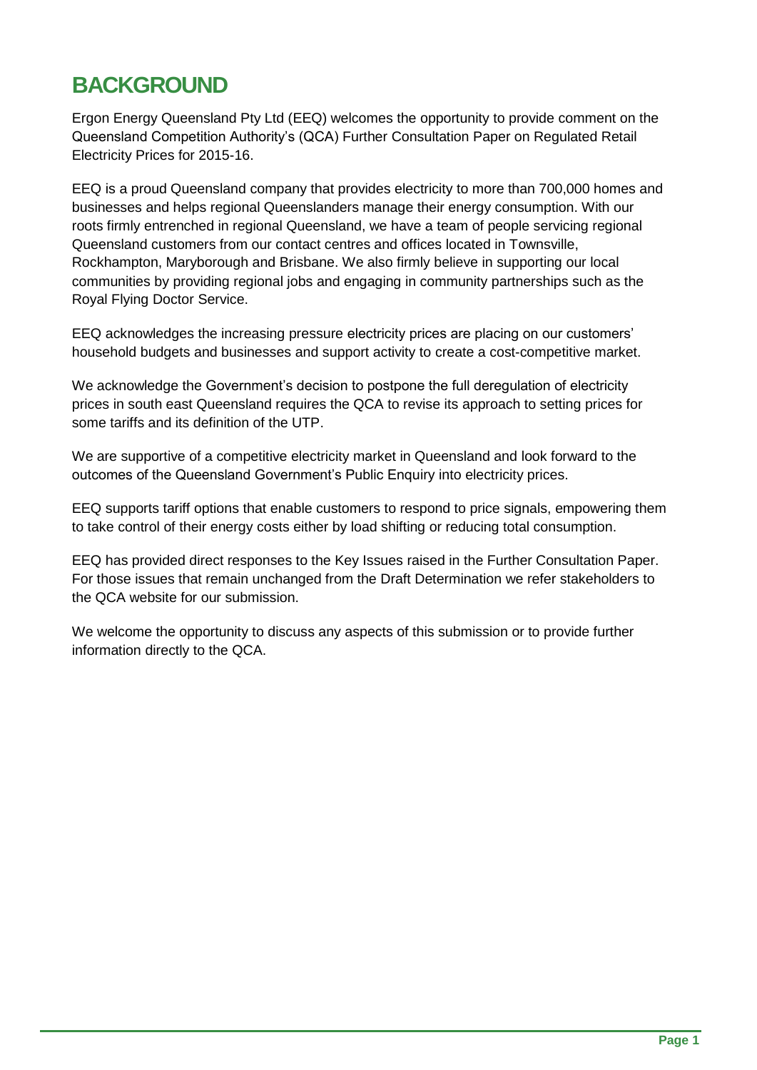# BACKGROUND

Ergon Energy Queensland Pty Ltd (EEQ) welcomes the opportunity to provide comment on the Queensland Competition Authority's (QCA) Further Consultation Paper on Regulated Retail Electricity Prices for 2015-16.

EEQ is a proud Queensland company that provides electricity to more than 700,000 homes and businesses and helps regional Queenslanders manage their energy consumption. With our roots firmly entrenched in regional Queensland, we have a team of people servicing regional Queensland customers from our contact centres and offices located in Townsville, Rockhampton, Maryborough and Brisbane. We also firmly believe in supporting our local communities by providing regional jobs and engaging in community partnerships such as the Royal Flying Doctor Service.

EEQ acknowledges the increasing pressure electricity prices are placing on our customers' household budgets and businesses and support activity to create a cost-competitive market.

We acknowledge the Government's decision to postpone the full deregulation of electricity prices in south east Queensland requires the QCA to revise its approach to setting prices for some tariffs and its definition of the UTP.

We are supportive of a competitive electricity market in Queensland and look forward to the outcomes of the Queensland Government's Public Enquiry into electricity prices.

EEQ supports tariff options that enable customers to respond to price signals, empowering them to take control of their energy costs either by load shifting or reducing total consumption.

EEQ has provided direct responses to the Key Issues raised in the Further Consultation Paper. For those issues that remain unchanged from the Draft Determination we refer stakeholders to the QCA website for our submission.

We welcome the opportunity to discuss any aspects of this submission or to provide further information directly to the QCA.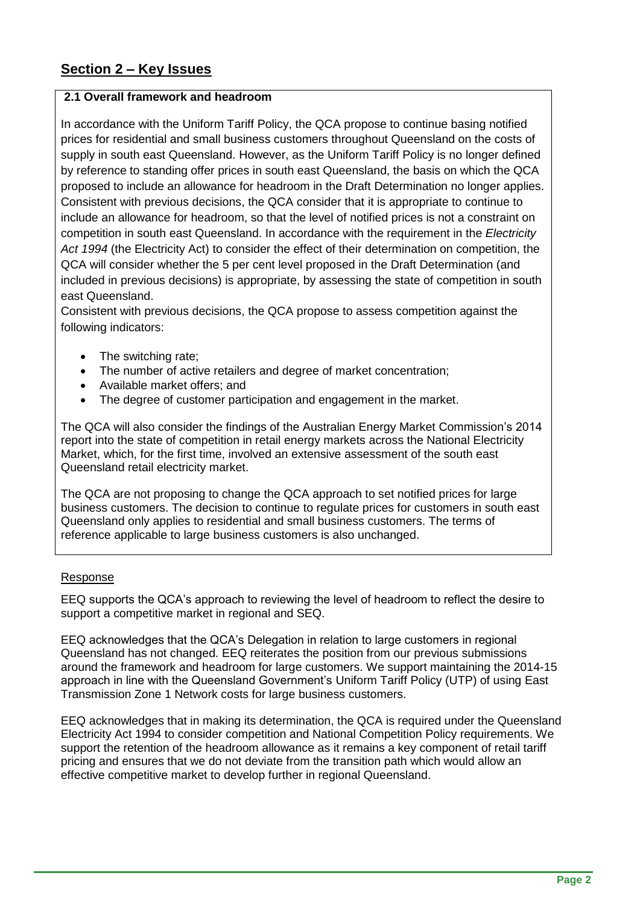## Section 2 – Key Issues

**2.1 Overall framework and headroom**

In accordance with the Uniform Tariff Policy, the QCA propose to continue basing notified prices for residential and small business customers throughout Queensland on the costs of supply in south east Queensland. However, as the Uniform Tariff Policy is no longer defined by reference to standing offer prices in south east Queensland, the basis on which the QCA proposed to include an allowance for headroom in the Draft Determination no longer applies. Consistent with previous decisions, the QCA consider that it is appropriate to continue to include an allowance for headroom, so that the level of notified prices is not a constraint on competition in south east Queensland. In accordance with the requirement in the *Electricity Act 1994* (the Electricity Act) to consider the effect of their determination on competition, the QCA will consider whether the 5 per cent level proposed in the Draft Determination (and included in previous decisions) is appropriate, by assessing the state of competition in south east Queensland.

Consistent with previous decisions, the QCA propose to assess competition against the following indicators:

- The switching rate;
- The number of active retailers and degree of market concentration;
- Available market offers; and
- The degree of customer participation and engagement in the market.

The QCA will also consider the findings of the Australian Energy Market Commission's 2014 report into the state of competition in retail energy markets across the National Electricity Market, which, for the first time, involved an extensive assessment of the south east Queensland retail electricity market.

The QCA are not proposing to change the QCA approach to set notified prices for large business customers. The decision to continue to regulate prices for customers in south east Queensland only applies to residential and small business customers. The terms of reference applicable to large business customers is also unchanged.

Response

EEQ supports the QCA's approach to reviewing the level of headroom to reflect the desire to support a competitive market in regional and SEQ.

EEQ acknowledges that the QCA's Delegation in relation to large customers in regional Queensland has not changed. EEQ reiterates the position from our previous submissions around the framework and headroom for large customers. We support maintaining the 2014-15 approach in line with the Queensland Government's Uniform Tariff Policy (UTP) of using East Transmission Zone 1 Network costs for large business customers.

EEQ acknowledges that in making its determination, the QCA is required under the Queensland Electricity Act 1994 to consider competition and National Competition Policy requirements. We support the retention of the headroom allowance as it remains a key component of retail tariff pricing and ensures that we do not deviate from the transition path which would allow an effective competitive market to develop further in regional Queensland.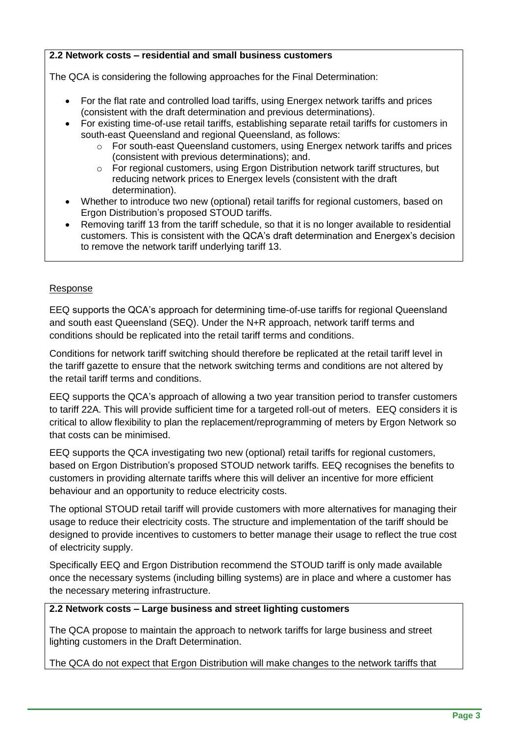**2.2 Network costs – residential and small business customers**

The QCA is considering the following approaches for the Final Determination:

- For the flat rate and controlled load tariffs, using Energex network tariffs and prices (consistent with the draft determination and previous determinations).
- For existing time-of-use retail tariffs, establishing separate retail tariffs for customers in south-east Queensland and regional Queensland, as follows:
  - For south-east Queensland customers, using Energex network tariffs and prices (consistent with previous determinations); and.
  - For regional customers, using Ergon Distribution network tariff structures, but reducing network prices to Energex levels (consistent with the draft determination).
- Whether to introduce two new (optional) retail tariffs for regional customers, based on Ergon Distribution's proposed STOUD tariffs.
- Removing tariff 13 from the tariff schedule, so that it is no longer available to residential customers. This is consistent with the QCA's draft determination and Energex's decision to remove the network tariff underlying tariff 13.

Response

EEQ supports the QCA's approach for determining time-of-use tariffs for regional Queensland and south east Queensland (SEQ). Under the N+R approach, network tariff terms and conditions should be replicated into the retail tariff terms and conditions.

Conditions for network tariff switching should therefore be replicated at the retail tariff level in the tariff gazette to ensure that the network switching terms and conditions are not altered by the retail tariff terms and conditions.

EEQ supports the QCA's approach of allowing a two year transition period to transfer customers to tariff 22A. This will provide sufficient time for a targeted roll-out of meters. EEQ considers it is critical to allow flexibility to plan the replacement/reprogramming of meters by Ergon Network so that costs can be minimised.

EEQ supports the QCA investigating two new (optional) retail tariffs for regional customers, based on Ergon Distribution's proposed STOUD network tariffs. EEQ recognises the benefits to customers in providing alternate tariffs where this will deliver an incentive for more efficient behaviour and an opportunity to reduce electricity costs.

The optional STOUD retail tariff will provide customers with more alternatives for managing their usage to reduce their electricity costs. The structure and implementation of the tariff should be designed to provide incentives to customers to better manage their usage to reflect the true cost of electricity supply.

Specifically EEQ and Ergon Distribution recommend the STOUD tariff is only made available once the necessary systems (including billing systems) are in place and where a customer has the necessary metering infrastructure.

**2.2 Network costs – Large business and street lighting customers**

The QCA propose to maintain the approach to network tariffs for large business and street lighting customers in the Draft Determination.

The QCA do not expect that Ergon Distribution will make changes to the network tariffs that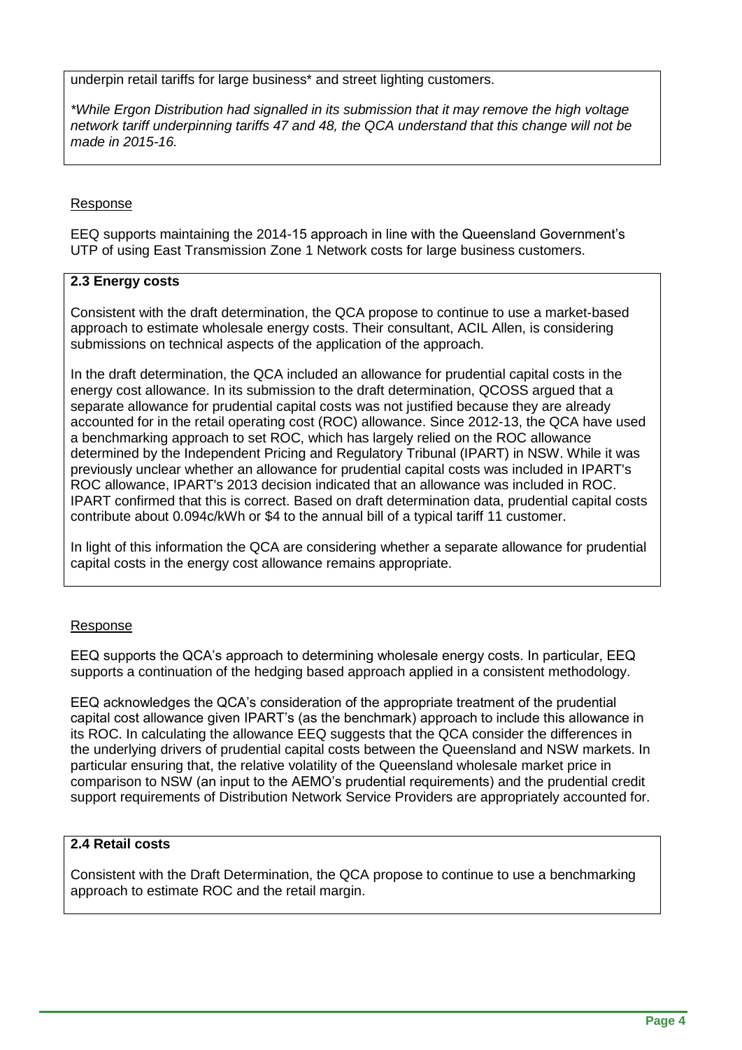underpin retail tariffs for large business* and street lighting customers.

*While Ergon Distribution had signalled in its submission that it may remove the high voltage network tariff underpinning tariffs 47 and 48, the QCA understand that this change will not be made in 2015-16.*

Response

EEQ supports maintaining the 2014-15 approach in line with the Queensland Government's UTP of using East Transmission Zone 1 Network costs for large business customers.

**2.3 Energy costs**

Consistent with the draft determination, the QCA propose to continue to use a market-based approach to estimate wholesale energy costs. Their consultant, ACIL Allen, is considering submissions on technical aspects of the application of the approach.

In the draft determination, the QCA included an allowance for prudential capital costs in the energy cost allowance. In its submission to the draft determination, QCOSS argued that a separate allowance for prudential capital costs was not justified because they are already accounted for in the retail operating cost (ROC) allowance. Since 2012-13, the QCA have used a benchmarking approach to set ROC, which has largely relied on the ROC allowance determined by the Independent Pricing and Regulatory Tribunal (IPART) in NSW. While it was previously unclear whether an allowance for prudential capital costs was included in IPART's ROC allowance, IPART's 2013 decision indicated that an allowance was included in ROC. IPART confirmed that this is correct. Based on draft determination data, prudential capital costs contribute about 0.094c/kWh or $4 to the annual bill of a typical tariff 11 customer.

In light of this information the QCA are considering whether a separate allowance for prudential capital costs in the energy cost allowance remains appropriate.

Response

EEQ supports the QCA's approach to determining wholesale energy costs. In particular, EEQ supports a continuation of the hedging based approach applied in a consistent methodology.

EEQ acknowledges the QCA's consideration of the appropriate treatment of the prudential capital cost allowance given IPART's (as the benchmark) approach to include this allowance in its ROC. In calculating the allowance EEQ suggests that the QCA consider the differences in the underlying drivers of prudential capital costs between the Queensland and NSW markets. In particular ensuring that, the relative volatility of the Queensland wholesale market price in comparison to NSW (an input to the AEMO's prudential requirements) and the prudential credit support requirements of Distribution Network Service Providers are appropriately accounted for.

**2.4 Retail costs**

Consistent with the Draft Determination, the QCA propose to continue to use a benchmarking approach to estimate ROC and the retail margin.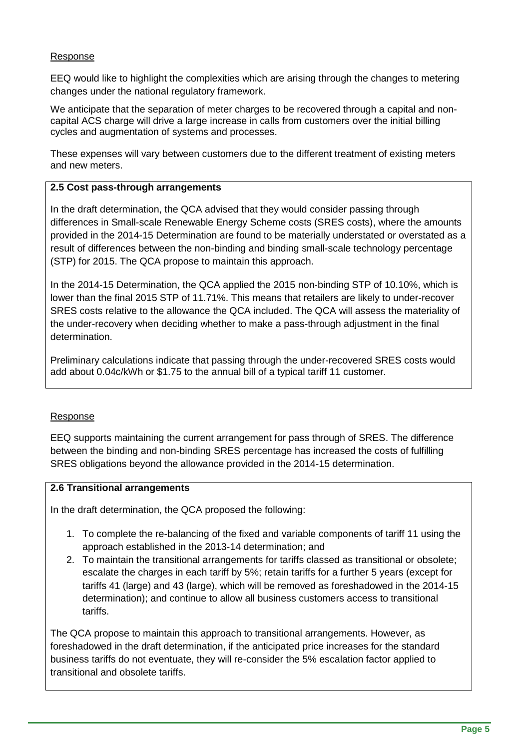Response

EEQ would like to highlight the complexities which are arising through the changes to metering changes under the national regulatory framework.

We anticipate that the separation of meter charges to be recovered through a capital and non-capital ACS charge will drive a large increase in calls from customers over the initial billing cycles and augmentation of systems and processes.

These expenses will vary between customers due to the different treatment of existing meters and new meters.

**2.5 Cost pass-through arrangements**

In the draft determination, the QCA advised that they would consider passing through differences in Small-scale Renewable Energy Scheme costs (SRES costs), where the amounts provided in the 2014-15 Determination are found to be materially understated or overstated as a result of differences between the non-binding and binding small-scale technology percentage (STP) for 2015. The QCA propose to maintain this approach.

In the 2014-15 Determination, the QCA applied the 2015 non-binding STP of 10.10%, which is lower than the final 2015 STP of 11.71%. This means that retailers are likely to under-recover SRES costs relative to the allowance the QCA included. The QCA will assess the materiality of the under-recovery when deciding whether to make a pass-through adjustment in the final determination.

Preliminary calculations indicate that passing through the under-recovered SRES costs would add about 0.04c/kWh or $1.75 to the annual bill of a typical tariff 11 customer.

Response

EEQ supports maintaining the current arrangement for pass through of SRES. The difference between the binding and non-binding SRES percentage has increased the costs of fulfilling SRES obligations beyond the allowance provided in the 2014-15 determination.

**2.6 Transitional arrangements**

In the draft determination, the QCA proposed the following:

1. To complete the re-balancing of the fixed and variable components of tariff 11 using the approach established in the 2013-14 determination; and
2. To maintain the transitional arrangements for tariffs classed as transitional or obsolete; escalate the charges in each tariff by 5%; retain tariffs for a further 5 years (except for tariffs 41 (large) and 43 (large), which will be removed as foreshadowed in the 2014-15 determination); and continue to allow all business customers access to transitional tariffs.

The QCA propose to maintain this approach to transitional arrangements. However, as foreshadowed in the draft determination, if the anticipated price increases for the standard business tariffs do not eventuate, they will re-consider the 5% escalation factor applied to transitional and obsolete tariffs.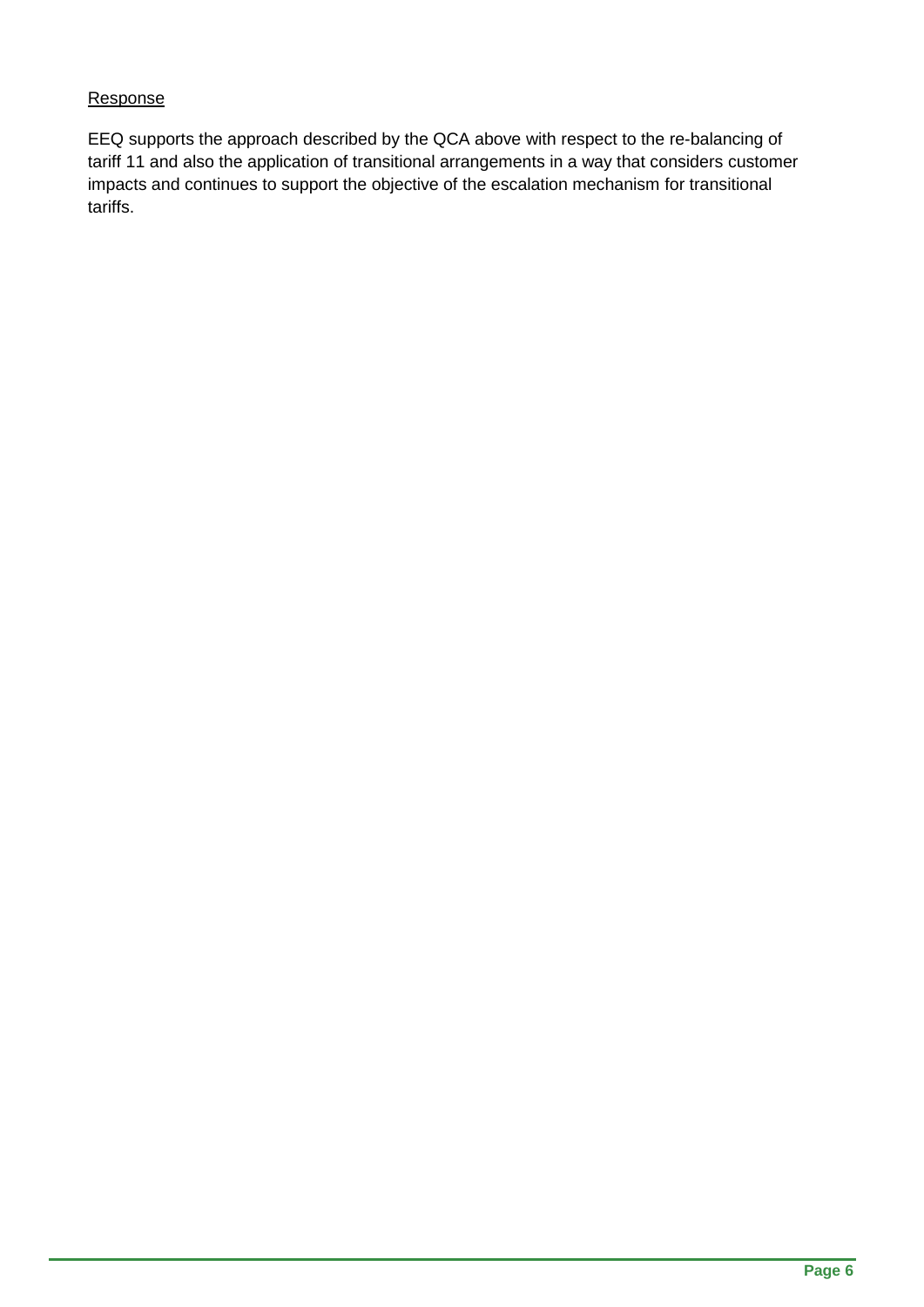Response

EEQ supports the approach described by the QCA above with respect to the re-balancing of tariff 11 and also the application of transitional arrangements in a way that considers customer impacts and continues to support the objective of the escalation mechanism for transitional tariffs.